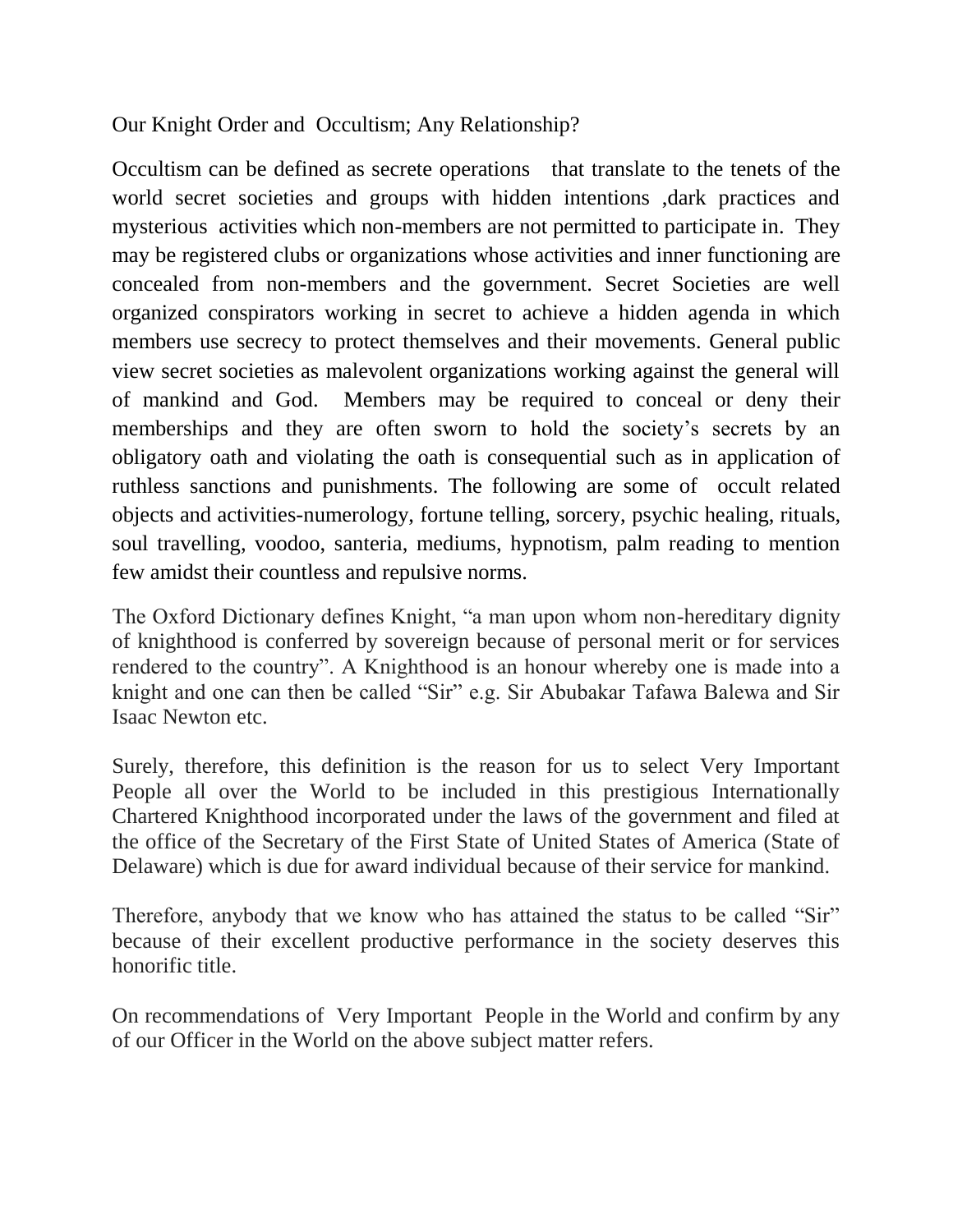# Our Knight Order and Occultism; Any Relationship?

Occultism can be defined as secrete operations that translate to the tenets of the world secret societies and groups with hidden intentions ,dark practices and mysterious activities which non-members are not permitted to participate in. They may be registered clubs or organizations whose activities and inner functioning are concealed from non-members and the government. Secret Societies are well organized conspirators working in secret to achieve a hidden agenda in which members use secrecy to protect themselves and their movements. General public view secret societies as malevolent organizations working against the general will of mankind and God. Members may be required to conceal or deny their memberships and they are often sworn to hold the society's secrets by an obligatory oath and violating the oath is consequential such as in application of ruthless sanctions and punishments. The following are some of occult related objects and activities-numerology, fortune telling, sorcery, psychic healing, rituals, soul travelling, voodoo, santeria, mediums, hypnotism, palm reading to mention few amidst their countless and repulsive norms.

The Oxford Dictionary defines Knight, "a man upon whom non-hereditary dignity of knighthood is conferred by sovereign because of personal merit or for services rendered to the country". A Knighthood is an honour whereby one is made into a knight and one can then be called "Sir" e.g. Sir Abubakar Tafawa Balewa and Sir Isaac Newton etc.

Surely, therefore, this definition is the reason for us to select Very Important People all over the World to be included in this prestigious Internationally Chartered Knighthood incorporated under the laws of the government and filed at the office of the Secretary of the First State of United States of America (State of Delaware) which is due for award individual because of their service for mankind.

Therefore, anybody that we know who has attained the status to be called "Sir" because of their excellent productive performance in the society deserves this honorific title.

On recommendations of Very Important People in the World and confirm by any of our Officer in the World on the above subject matter refers.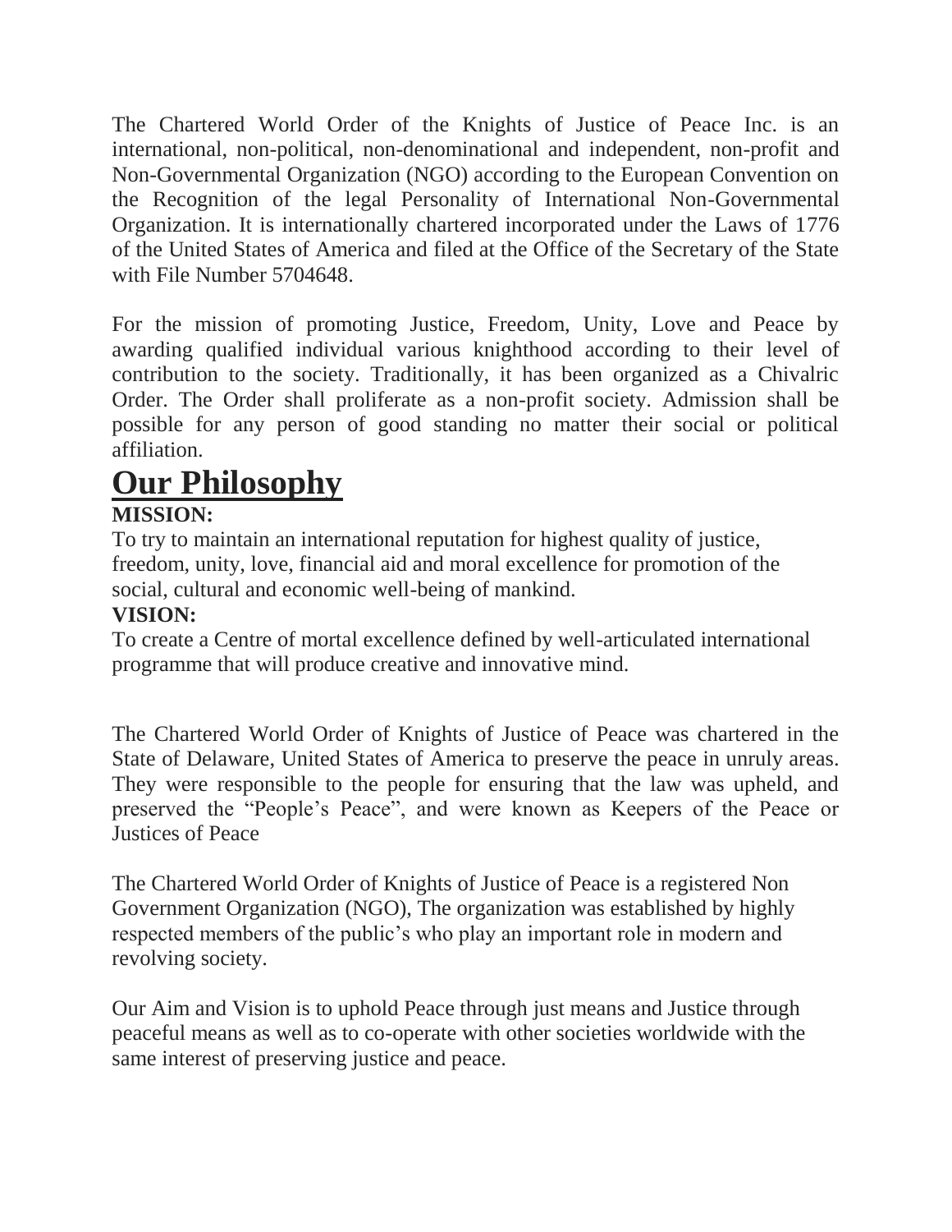The Chartered World Order of the Knights of Justice of Peace Inc. is an international, non-political, non-denominational and independent, non-profit and Non-Governmental Organization (NGO) according to the European Convention on the Recognition of the legal Personality of International Non-Governmental Organization. It is internationally chartered incorporated under the Laws of 1776 of the United States of America and filed at the Office of the Secretary of the State with File Number 5704648.

For the mission of promoting Justice, Freedom, Unity, Love and Peace by awarding qualified individual various knighthood according to their level of contribution to the society. Traditionally, it has been organized as a Chivalric Order. The Order shall proliferate as a non-profit society. Admission shall be possible for any person of good standing no matter their social or political affiliation.

# Our Philosophy

**MISSION:**

To try to maintain an international reputation for highest quality of justice, freedom, unity, love, financial aid and moral excellence for promotion of the social, cultural and economic well-being of mankind.

**VISION:**

To create a Centre of mortal excellence defined by well-articulated international programme that will produce creative and innovative mind.

The Chartered World Order of Knights of Justice of Peace was chartered in the State of Delaware, United States of America to preserve the peace in unruly areas. They were responsible to the people for ensuring that the law was upheld, and preserved the "People's Peace", and were known as Keepers of the Peace or Justices of Peace

The Chartered World Order of Knights of Justice of Peace is a registered Non Government Organization (NGO), The organization was established by highly respected members of the public's who play an important role in modern and revolving society.

Our Aim and Vision is to uphold Peace through just means and Justice through peaceful means as well as to co-operate with other societies worldwide with the same interest of preserving justice and peace.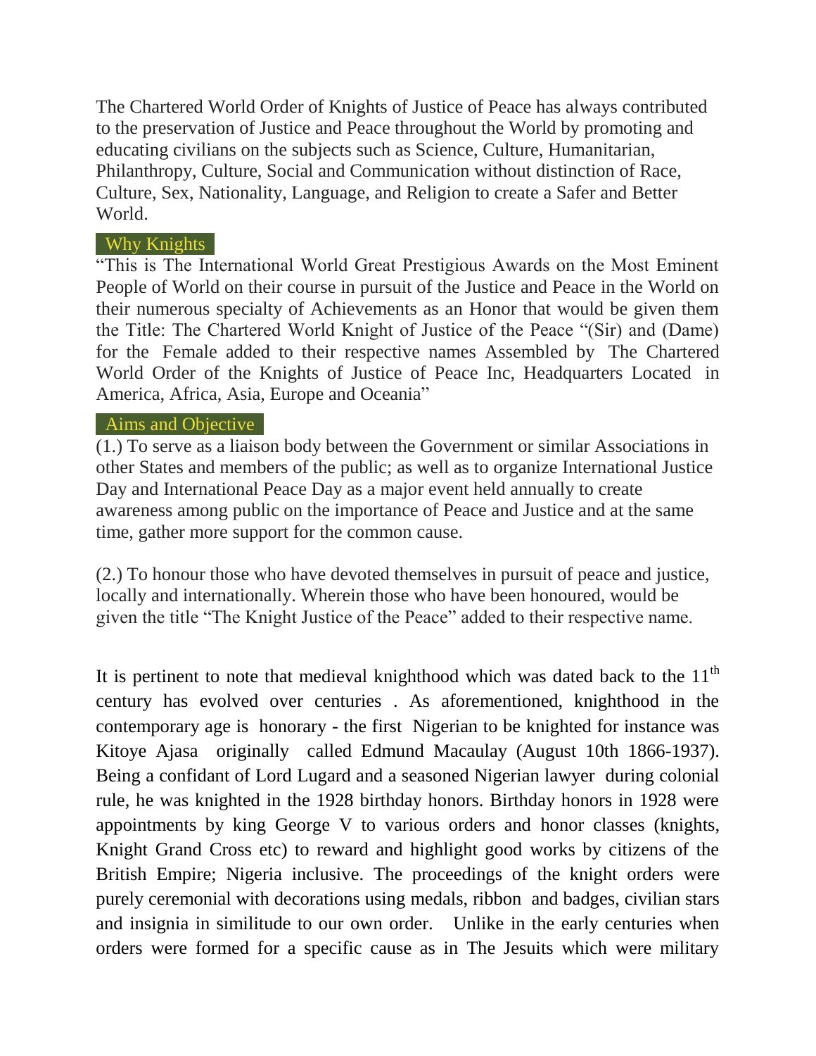The Chartered World Order of Knights of Justice of Peace has always contributed to the preservation of Justice and Peace throughout the World by promoting and educating civilians on the subjects such as Science, Culture, Humanitarian, Philanthropy, Culture, Social and Communication without distinction of Race, Culture, Sex, Nationality, Language, and Religion to create a Safer and Better World.

## Why Knights

"This is The International World Great Prestigious Awards on the Most Eminent People of World on their course in pursuit of the Justice and Peace in the World on their numerous specialty of Achievements as an Honor that would be given them the Title: The Chartered World Knight of Justice of the Peace "(Sir) and (Dame) for the Female added to their respective names Assembled by The Chartered World Order of the Knights of Justice of Peace Inc, Headquarters Located in America, Africa, Asia, Europe and Oceania"

## Aims and Objective

(1.) To serve as a liaison body between the Government or similar Associations in other States and members of the public; as well as to organize International Justice Day and International Peace Day as a major event held annually to create awareness among public on the importance of Peace and Justice and at the same time, gather more support for the common cause.

(2.) To honour those who have devoted themselves in pursuit of peace and justice, locally and internationally. Wherein those who have been honoured, would be given the title "The Knight Justice of the Peace" added to their respective name.

It is pertinent to note that medieval knighthood which was dated back to the 11th century has evolved over centuries . As aforementioned, knighthood in the contemporary age is honorary - the first Nigerian to be knighted for instance was Kitoye Ajasa originally called Edmund Macaulay (August 10th 1866-1937). Being a confidant of Lord Lugard and a seasoned Nigerian lawyer during colonial rule, he was knighted in the 1928 birthday honors. Birthday honors in 1928 were appointments by king George V to various orders and honor classes (knights, Knight Grand Cross etc) to reward and highlight good works by citizens of the British Empire; Nigeria inclusive. The proceedings of the knight orders were purely ceremonial with decorations using medals, ribbon and badges, civilian stars and insignia in similitude to our own order. Unlike in the early centuries when orders were formed for a specific cause as in The Jesuits which were military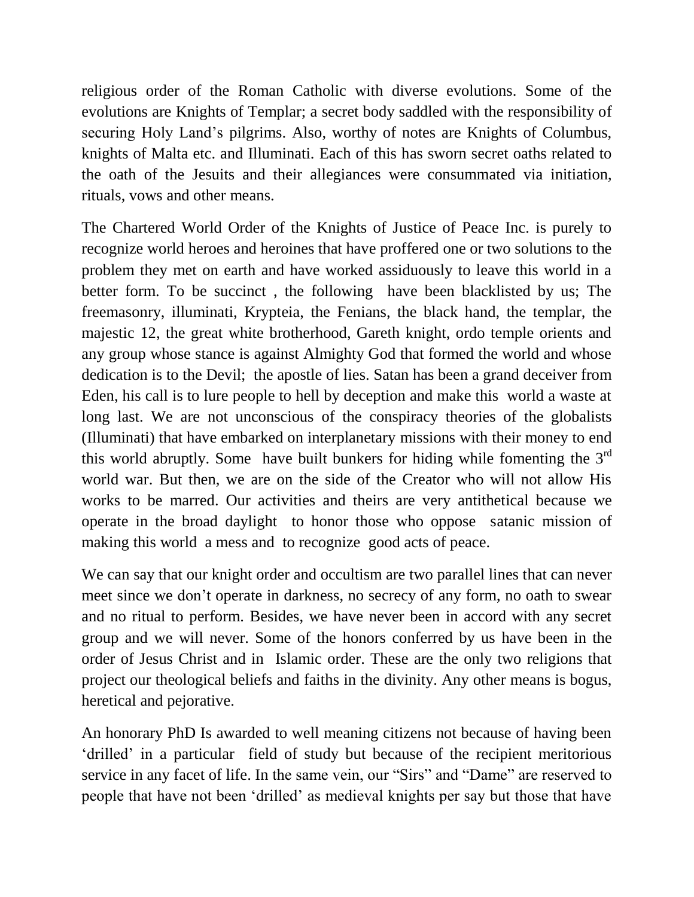religious order of the Roman Catholic with diverse evolutions. Some of the evolutions are Knights of Templar; a secret body saddled with the responsibility of securing Holy Land's pilgrims. Also, worthy of notes are Knights of Columbus, knights of Malta etc. and Illuminati. Each of this has sworn secret oaths related to the oath of the Jesuits and their allegiances were consummated via initiation, rituals, vows and other means.

The Chartered World Order of the Knights of Justice of Peace Inc. is purely to recognize world heroes and heroines that have proffered one or two solutions to the problem they met on earth and have worked assiduously to leave this world in a better form. To be succinct , the following have been blacklisted by us; The freemasonry, illuminati, Krypteia, the Fenians, the black hand, the templar, the majestic 12, the great white brotherhood, Gareth knight, ordo temple orients and any group whose stance is against Almighty God that formed the world and whose dedication is to the Devil; the apostle of lies. Satan has been a grand deceiver from Eden, his call is to lure people to hell by deception and make this world a waste at long last. We are not unconscious of the conspiracy theories of the globalists (Illuminati) that have embarked on interplanetary missions with their money to end this world abruptly. Some have built bunkers for hiding while fomenting the 3rd world war. But then, we are on the side of the Creator who will not allow His works to be marred. Our activities and theirs are very antithetical because we operate in the broad daylight to honor those who oppose satanic mission of making this world a mess and to recognize good acts of peace.

We can say that our knight order and occultism are two parallel lines that can never meet since we don't operate in darkness, no secrecy of any form, no oath to swear and no ritual to perform. Besides, we have never been in accord with any secret group and we will never. Some of the honors conferred by us have been in the order of Jesus Christ and in Islamic order. These are the only two religions that project our theological beliefs and faiths in the divinity. Any other means is bogus, heretical and pejorative.

An honorary PhD Is awarded to well meaning citizens not because of having been 'drilled' in a particular field of study but because of the recipient meritorious service in any facet of life. In the same vein, our "Sirs" and "Dame" are reserved to people that have not been 'drilled' as medieval knights per say but those that have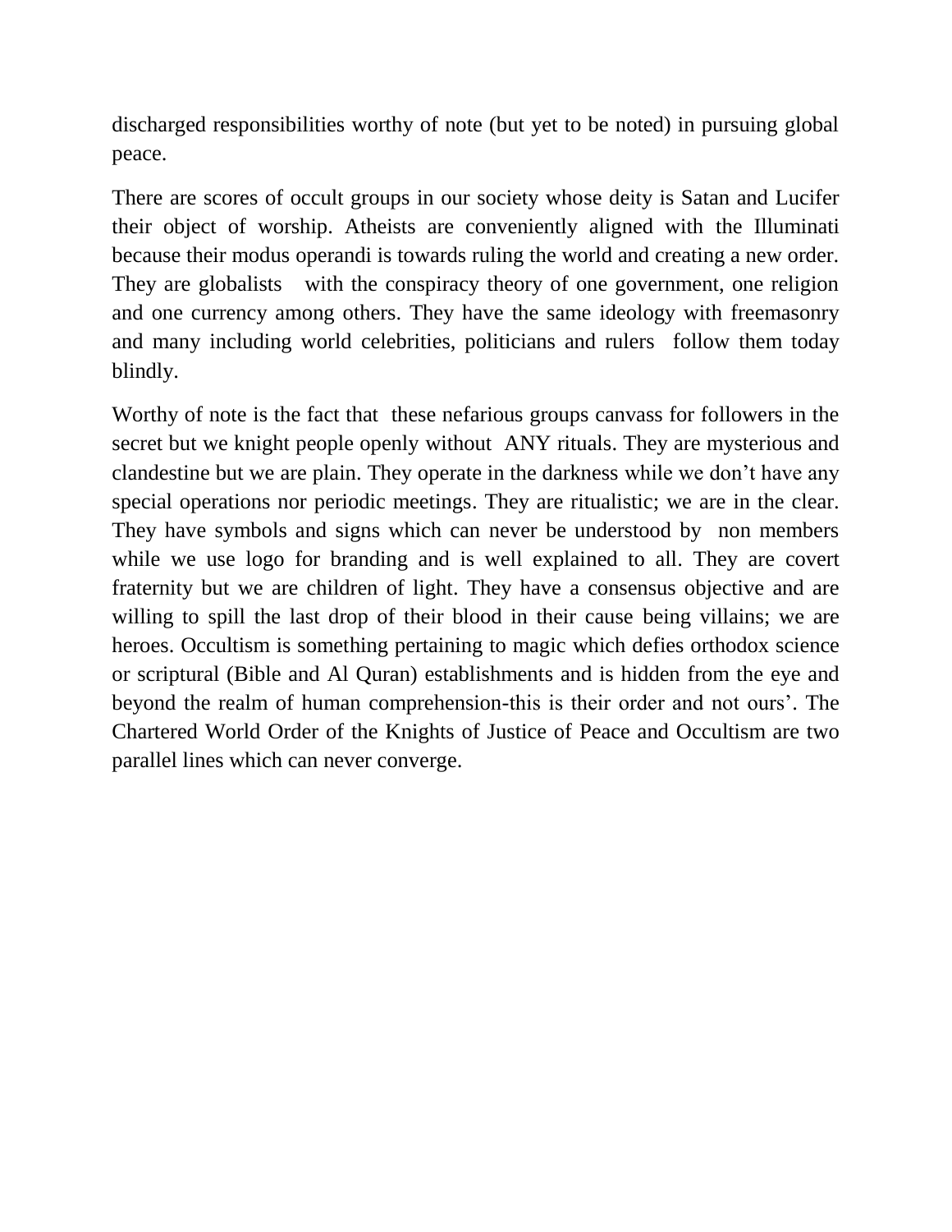discharged responsibilities worthy of note (but yet to be noted) in pursuing global peace.

There are scores of occult groups in our society whose deity is Satan and Lucifer their object of worship. Atheists are conveniently aligned with the Illuminati because their modus operandi is towards ruling the world and creating a new order. They are globalists with the conspiracy theory of one government, one religion and one currency among others. They have the same ideology with freemasonry and many including world celebrities, politicians and rulers follow them today blindly.

Worthy of note is the fact that these nefarious groups canvass for followers in the secret but we knight people openly without ANY rituals. They are mysterious and clandestine but we are plain. They operate in the darkness while we don't have any special operations nor periodic meetings. They are ritualistic; we are in the clear. They have symbols and signs which can never be understood by non members while we use logo for branding and is well explained to all. They are covert fraternity but we are children of light. They have a consensus objective and are willing to spill the last drop of their blood in their cause being villains; we are heroes. Occultism is something pertaining to magic which defies orthodox science or scriptural (Bible and Al Quran) establishments and is hidden from the eye and beyond the realm of human comprehension-this is their order and not ours'. The Chartered World Order of the Knights of Justice of Peace and Occultism are two parallel lines which can never converge.